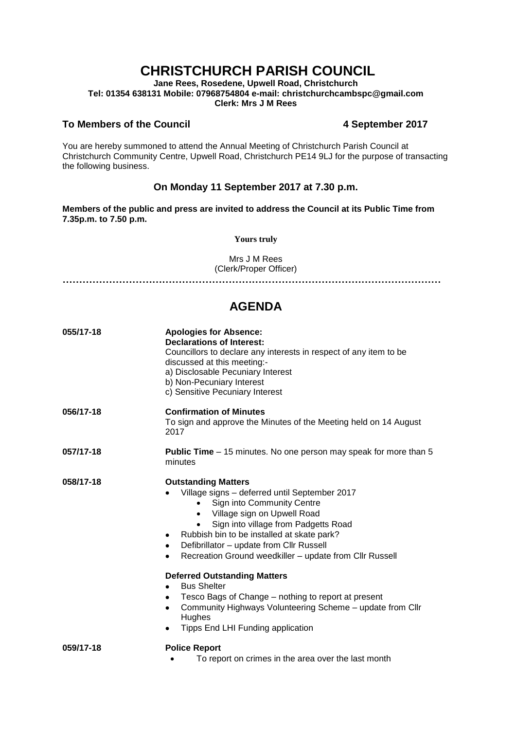# CHRISTCHURCH PARISH COUNCIL

**Jane Rees, Rosedene, Upwell Road, Christchurch**
**Tel: 01354 638131 Mobile: 07968754804 e-mail: christchurchcambspc@gmail.com**
**Clerk: Mrs J M Rees**

**To Members of the Council** **4 September 2017**

You are hereby summoned to attend the Annual Meeting of Christchurch Parish Council at Christchurch Community Centre, Upwell Road, Christchurch PE14 9LJ for the purpose of transacting the following business.

### On Monday 11 September 2017 at 7.30 p.m.

**Members of the public and press are invited to address the Council at its Public Time from 7.35p.m. to 7.50 p.m.**

**Yours truly**

Mrs J M Rees
(Clerk/Proper Officer)

……………………………………………………………………………………………………

## AGENDA

**055/17-18** **Apologies for Absence:**
**Declarations of Interest:**
Councillors to declare any interests in respect of any item to be discussed at this meeting:-
a) Disclosable Pecuniary Interest
b) Non-Pecuniary Interest
c) Sensitive Pecuniary Interest

**056/17-18** **Confirmation of Minutes**
To sign and approve the Minutes of the Meeting held on 14 August 2017

**057/17-18** **Public Time** – 15 minutes. No one person may speak for more than 5 minutes

**058/17-18** **Outstanding Matters**

- Village signs – deferred until September 2017
  - Sign into Community Centre
  - Village sign on Upwell Road
  - Sign into village from Padgetts Road
- Rubbish bin to be installed at skate park?
- Defibrillator – update from Cllr Russell
- Recreation Ground weedkiller – update from Cllr Russell

**Deferred Outstanding Matters**

- Bus Shelter
- Tesco Bags of Change – nothing to report at present
- Community Highways Volunteering Scheme – update from Cllr Hughes
- Tipps End LHI Funding application

**059/17-18** **Police Report**

- To report on crimes in the area over the last month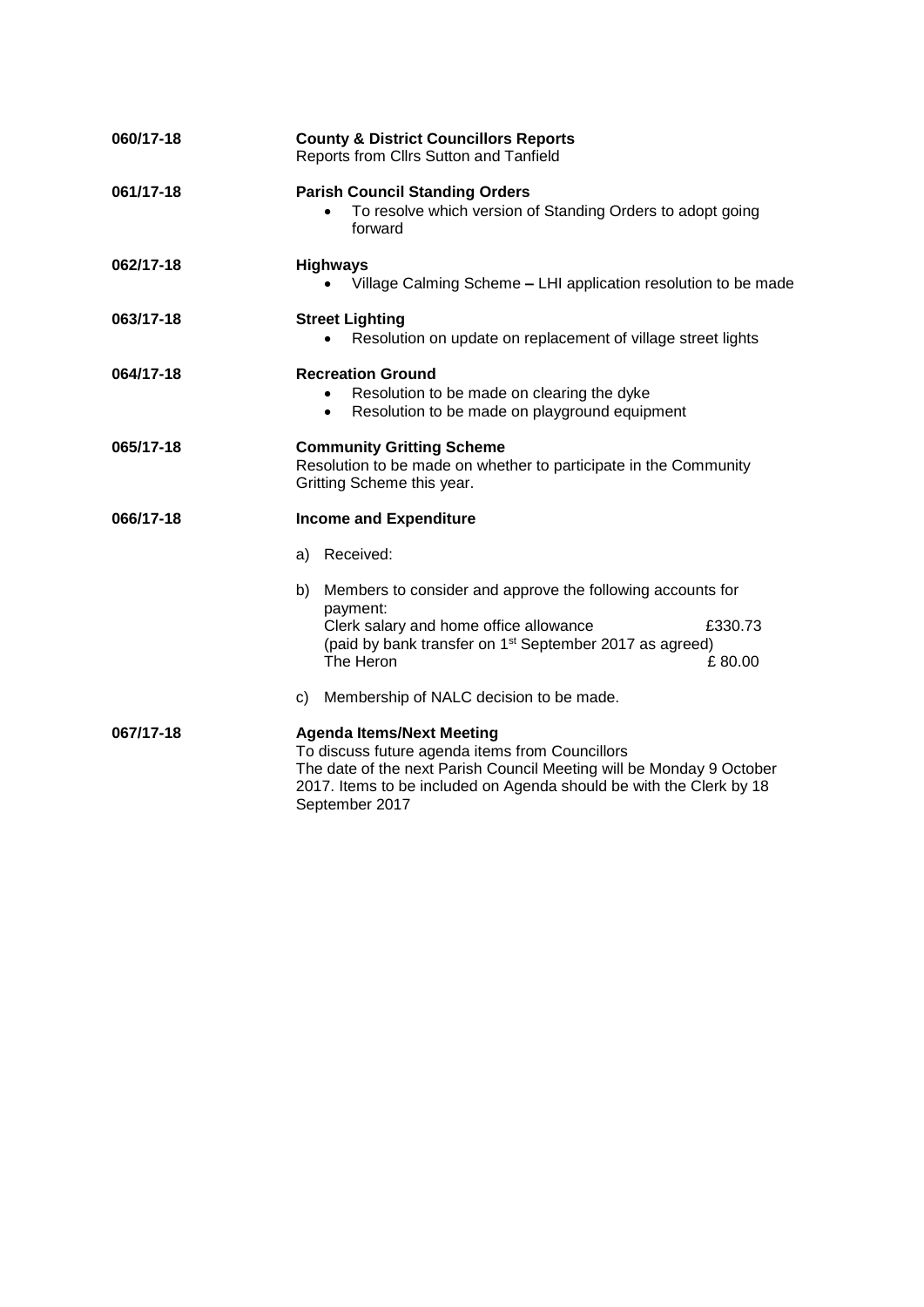**060/17-18** **County & District Councillors Reports**
Reports from Cllrs Sutton and Tanfield

**061/17-18** **Parish Council Standing Orders**

- To resolve which version of Standing Orders to adopt going forward

**062/17-18** **Highways**

- Village Calming Scheme **–** LHI application resolution to be made

**063/17-18** **Street Lighting**

- Resolution on update on replacement of village street lights

**064/17-18** **Recreation Ground**

- Resolution to be made on clearing the dyke
- Resolution to be made on playground equipment

**065/17-18** **Community Gritting Scheme**
Resolution to be made on whether to participate in the Community Gritting Scheme this year.

**066/17-18** **Income and Expenditure**

a) Received:

b) Members to consider and approve the following accounts for payment:

| | |
|---|---|
| Clerk salary and home office allowance<br>(paid by bank transfer on 1st September 2017 as agreed) | £330.73 |
| The Heron | £ 80.00 |

c) Membership of NALC decision to be made.

**067/17-18** **Agenda Items/Next Meeting**
To discuss future agenda items from Councillors
The date of the next Parish Council Meeting will be Monday 9 October 2017. Items to be included on Agenda should be with the Clerk by 18 September 2017